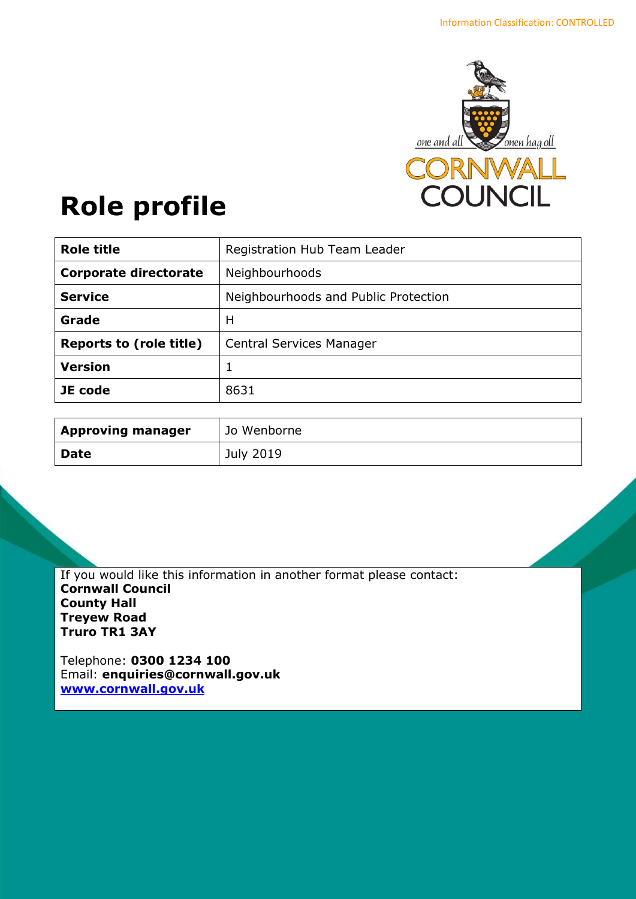Information Classification: CONTROLLED

# Role profile

| Role title | Registration Hub Team Leader |
|---|---|
| **Corporate directorate** | Neighbourhoods |
| **Service** | Neighbourhoods and Public Protection |
| **Grade** | H |
| **Reports to (role title)** | Central Services Manager |
| **Version** | 1 |
| **JE code** | 8631 |

| Approving manager | Jo Wenborne |
|---|---|
| **Date** | July 2019 |

If you would like this information in another format please contact:
**Cornwall Council**
**County Hall**
**Treyew Road**
**Truro TR1 3AY**

Telephone: **0300 1234 100**
Email: **enquiries@cornwall.gov.uk**
**www.cornwall.gov.uk**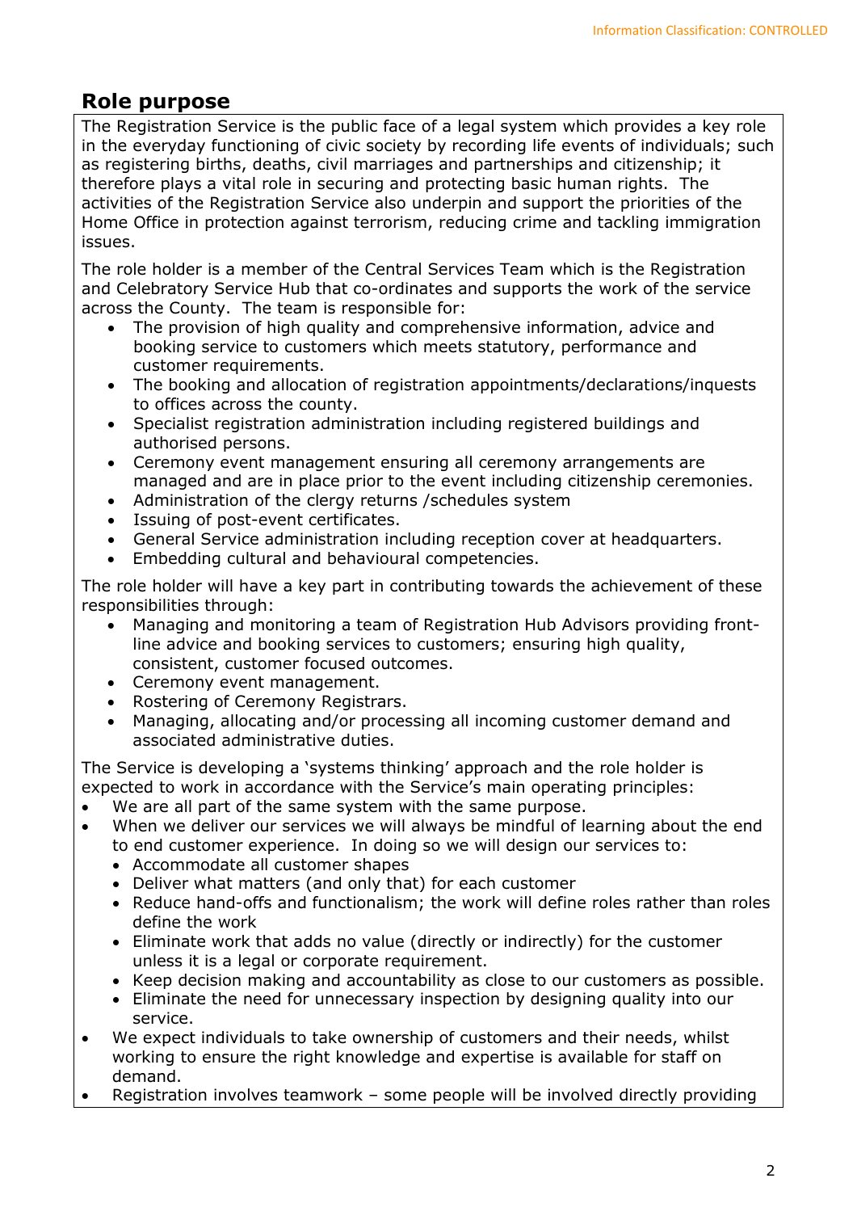## Role purpose

The Registration Service is the public face of a legal system which provides a key role in the everyday functioning of civic society by recording life events of individuals; such as registering births, deaths, civil marriages and partnerships and citizenship; it therefore plays a vital role in securing and protecting basic human rights. The activities of the Registration Service also underpin and support the priorities of the Home Office in protection against terrorism, reducing crime and tackling immigration issues.

The role holder is a member of the Central Services Team which is the Registration and Celebratory Service Hub that co-ordinates and supports the work of the service across the County. The team is responsible for:

- The provision of high quality and comprehensive information, advice and booking service to customers which meets statutory, performance and customer requirements.
- The booking and allocation of registration appointments/declarations/inquests to offices across the county.
- Specialist registration administration including registered buildings and authorised persons.
- Ceremony event management ensuring all ceremony arrangements are managed and are in place prior to the event including citizenship ceremonies.
- Administration of the clergy returns /schedules system
- Issuing of post-event certificates.
- General Service administration including reception cover at headquarters.
- Embedding cultural and behavioural competencies.

The role holder will have a key part in contributing towards the achievement of these responsibilities through:

- Managing and monitoring a team of Registration Hub Advisors providing front-line advice and booking services to customers; ensuring high quality, consistent, customer focused outcomes.
- Ceremony event management.
- Rostering of Ceremony Registrars.
- Managing, allocating and/or processing all incoming customer demand and associated administrative duties.

The Service is developing a 'systems thinking' approach and the role holder is expected to work in accordance with the Service's main operating principles:

- We are all part of the same system with the same purpose.
- When we deliver our services we will always be mindful of learning about the end to end customer experience. In doing so we will design our services to:
  - Accommodate all customer shapes
  - Deliver what matters (and only that) for each customer
  - Reduce hand-offs and functionalism; the work will define roles rather than roles define the work
  - Eliminate work that adds no value (directly or indirectly) for the customer unless it is a legal or corporate requirement.
  - Keep decision making and accountability as close to our customers as possible.
  - Eliminate the need for unnecessary inspection by designing quality into our service.
- We expect individuals to take ownership of customers and their needs, whilst working to ensure the right knowledge and expertise is available for staff on demand.
- Registration involves teamwork – some people will be involved directly providing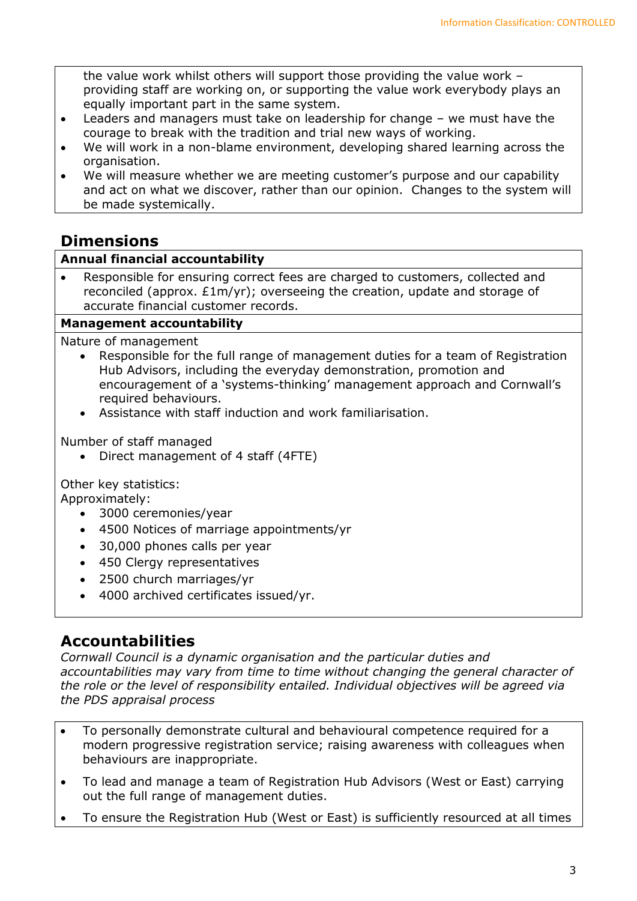the value work whilst others will support those providing the value work – providing staff are working on, or supporting the value work everybody plays an equally important part in the same system.

- Leaders and managers must take on leadership for change – we must have the courage to break with the tradition and trial new ways of working.
- We will work in a non-blame environment, developing shared learning across the organisation.
- We will measure whether we are meeting customer's purpose and our capability and act on what we discover, rather than our opinion. Changes to the system will be made systemically.

## Dimensions

**Annual financial accountability**

- Responsible for ensuring correct fees are charged to customers, collected and reconciled (approx. £1m/yr); overseeing the creation, update and storage of accurate financial customer records.

**Management accountability**

Nature of management

- Responsible for the full range of management duties for a team of Registration Hub Advisors, including the everyday demonstration, promotion and encouragement of a 'systems-thinking' management approach and Cornwall's required behaviours.
- Assistance with staff induction and work familiarisation.

Number of staff managed

- Direct management of 4 staff (4FTE)

Other key statistics:
Approximately:

- 3000 ceremonies/year
- 4500 Notices of marriage appointments/yr
- 30,000 phones calls per year
- 450 Clergy representatives
- 2500 church marriages/yr
- 4000 archived certificates issued/yr.

## Accountabilities

*Cornwall Council is a dynamic organisation and the particular duties and accountabilities may vary from time to time without changing the general character of the role or the level of responsibility entailed. Individual objectives will be agreed via the PDS appraisal process*

- To personally demonstrate cultural and behavioural competence required for a modern progressive registration service; raising awareness with colleagues when behaviours are inappropriate.
- To lead and manage a team of Registration Hub Advisors (West or East) carrying out the full range of management duties.
- To ensure the Registration Hub (West or East) is sufficiently resourced at all times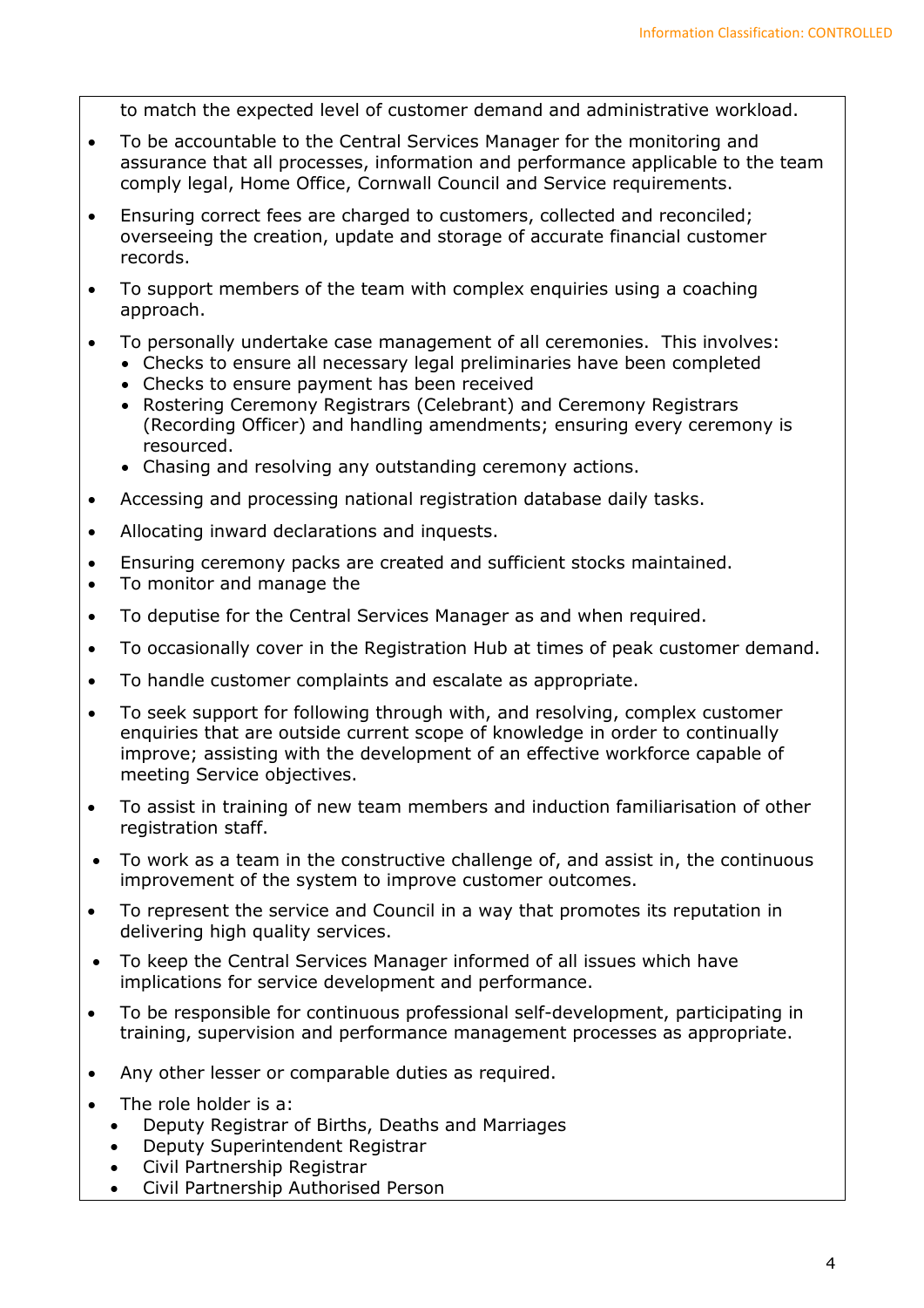to match the expected level of customer demand and administrative workload.

- To be accountable to the Central Services Manager for the monitoring and assurance that all processes, information and performance applicable to the team comply legal, Home Office, Cornwall Council and Service requirements.
- Ensuring correct fees are charged to customers, collected and reconciled; overseeing the creation, update and storage of accurate financial customer records.
- To support members of the team with complex enquiries using a coaching approach.
- To personally undertake case management of all ceremonies. This involves:
  - Checks to ensure all necessary legal preliminaries have been completed
  - Checks to ensure payment has been received
  - Rostering Ceremony Registrars (Celebrant) and Ceremony Registrars (Recording Officer) and handling amendments; ensuring every ceremony is resourced.
  - Chasing and resolving any outstanding ceremony actions.
- Accessing and processing national registration database daily tasks.
- Allocating inward declarations and inquests.
- Ensuring ceremony packs are created and sufficient stocks maintained.
- To monitor and manage the
- To deputise for the Central Services Manager as and when required.
- To occasionally cover in the Registration Hub at times of peak customer demand.
- To handle customer complaints and escalate as appropriate.
- To seek support for following through with, and resolving, complex customer enquiries that are outside current scope of knowledge in order to continually improve; assisting with the development of an effective workforce capable of meeting Service objectives.
- To assist in training of new team members and induction familiarisation of other registration staff.
- To work as a team in the constructive challenge of, and assist in, the continuous improvement of the system to improve customer outcomes.
- To represent the service and Council in a way that promotes its reputation in delivering high quality services.
- To keep the Central Services Manager informed of all issues which have implications for service development and performance.
- To be responsible for continuous professional self-development, participating in training, supervision and performance management processes as appropriate.
- Any other lesser or comparable duties as required.
- The role holder is a:
  - Deputy Registrar of Births, Deaths and Marriages
  - Deputy Superintendent Registrar
  - Civil Partnership Registrar
  - Civil Partnership Authorised Person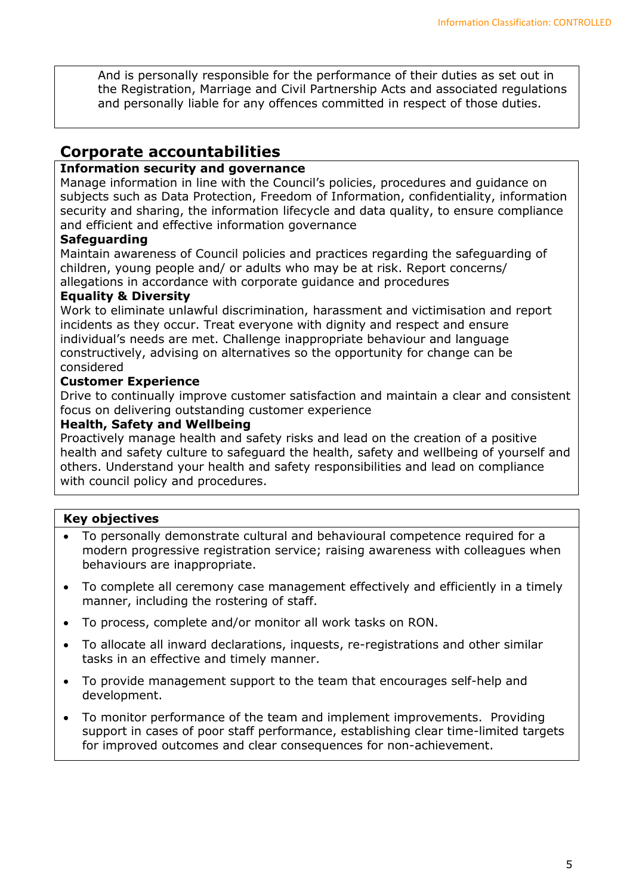And is personally responsible for the performance of their duties as set out in the Registration, Marriage and Civil Partnership Acts and associated regulations and personally liable for any offences committed in respect of those duties.

## Corporate accountabilities

**Information security and governance**

Manage information in line with the Council's policies, procedures and guidance on subjects such as Data Protection, Freedom of Information, confidentiality, information security and sharing, the information lifecycle and data quality, to ensure compliance and efficient and effective information governance

**Safeguarding**

Maintain awareness of Council policies and practices regarding the safeguarding of children, young people and/ or adults who may be at risk. Report concerns/ allegations in accordance with corporate guidance and procedures

**Equality & Diversity**

Work to eliminate unlawful discrimination, harassment and victimisation and report incidents as they occur. Treat everyone with dignity and respect and ensure individual's needs are met. Challenge inappropriate behaviour and language constructively, advising on alternatives so the opportunity for change can be considered

**Customer Experience**

Drive to continually improve customer satisfaction and maintain a clear and consistent focus on delivering outstanding customer experience

**Health, Safety and Wellbeing**

Proactively manage health and safety risks and lead on the creation of a positive health and safety culture to safeguard the health, safety and wellbeing of yourself and others. Understand your health and safety responsibilities and lead on compliance with council policy and procedures.

**Key objectives**

- To personally demonstrate cultural and behavioural competence required for a modern progressive registration service; raising awareness with colleagues when behaviours are inappropriate.
- To complete all ceremony case management effectively and efficiently in a timely manner, including the rostering of staff.
- To process, complete and/or monitor all work tasks on RON.
- To allocate all inward declarations, inquests, re-registrations and other similar tasks in an effective and timely manner.
- To provide management support to the team that encourages self-help and development.
- To monitor performance of the team and implement improvements. Providing support in cases of poor staff performance, establishing clear time-limited targets for improved outcomes and clear consequences for non-achievement.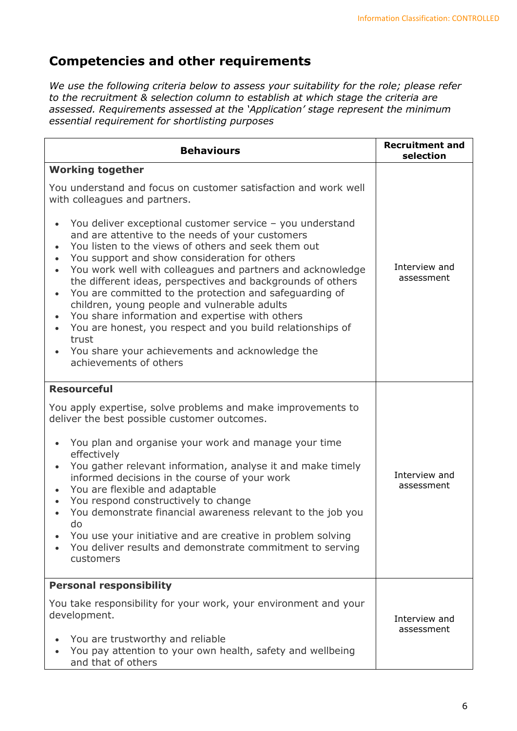## Competencies and other requirements

*We use the following criteria below to assess your suitability for the role; please refer to the recruitment & selection column to establish at which stage the criteria are assessed. Requirements assessed at the 'Application' stage represent the minimum essential requirement for shortlisting purposes*

| Behaviours | Recruitment and selection |
|---|---|
| **Working together**<br><br>You understand and focus on customer satisfaction and work well with colleagues and partners.<br><br>• You deliver exceptional customer service – you understand and are attentive to the needs of your customers<br>• You listen to the views of others and seek them out<br>• You support and show consideration for others<br>• You work well with colleagues and partners and acknowledge the different ideas, perspectives and backgrounds of others<br>• You are committed to the protection and safeguarding of children, young people and vulnerable adults<br>• You share information and expertise with others<br>• You are honest, you respect and you build relationships of trust<br>• You share your achievements and acknowledge the achievements of others | Interview and assessment |
| **Resourceful**<br><br>You apply expertise, solve problems and make improvements to deliver the best possible customer outcomes.<br><br>• You plan and organise your work and manage your time effectively<br>• You gather relevant information, analyse it and make timely informed decisions in the course of your work<br>• You are flexible and adaptable<br>• You respond constructively to change<br>• You demonstrate financial awareness relevant to the job you do<br>• You use your initiative and are creative in problem solving<br>• You deliver results and demonstrate commitment to serving customers | Interview and assessment |
| **Personal responsibility**<br><br>You take responsibility for your work, your environment and your development.<br><br>• You are trustworthy and reliable<br>• You pay attention to your own health, safety and wellbeing and that of others | Interview and assessment |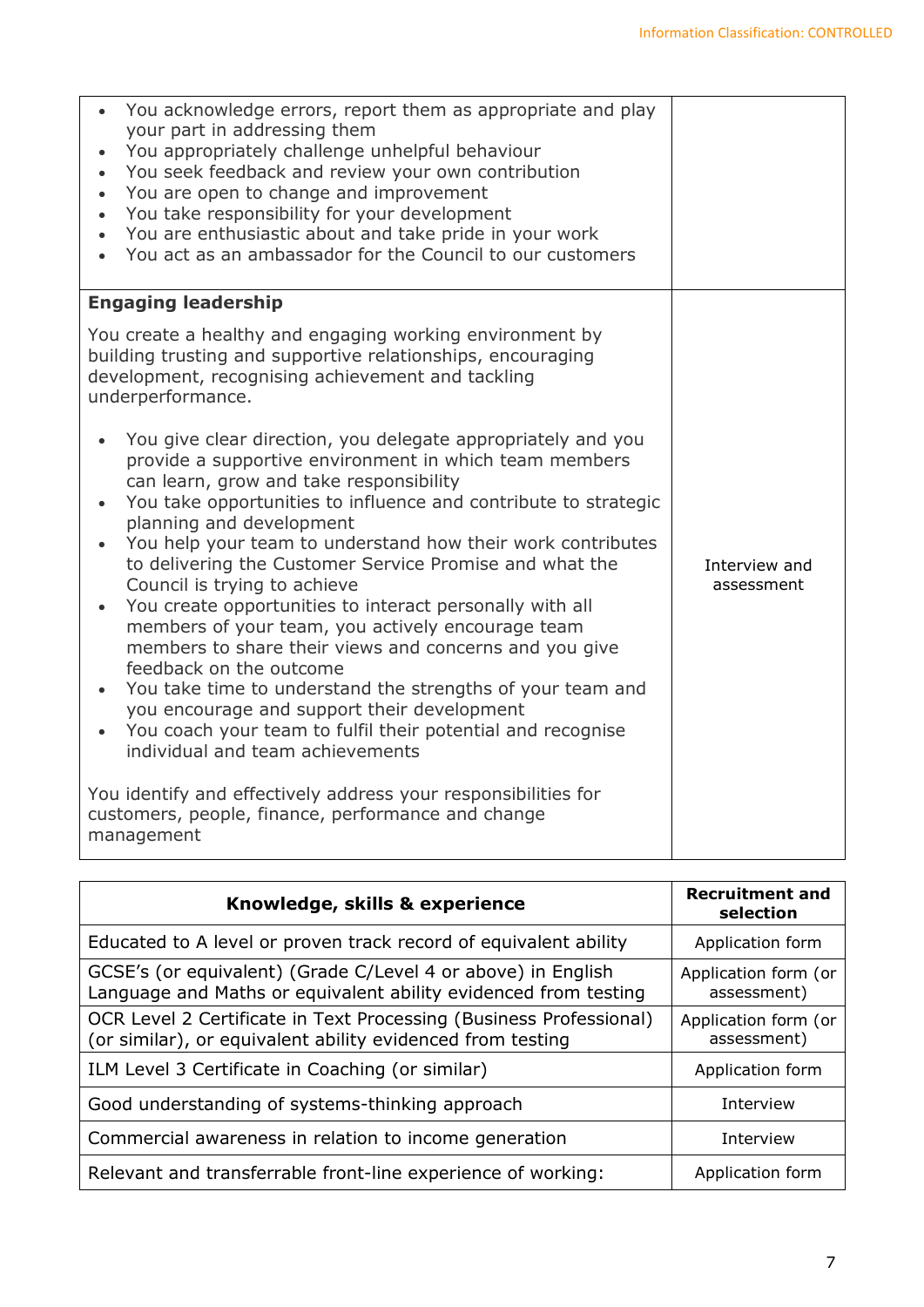Information Classification: CONTROLLED

| | |
|---|---|
| • You acknowledge errors, report them as appropriate and play your part in addressing them<br>• You appropriately challenge unhelpful behaviour<br>• You seek feedback and review your own contribution<br>• You are open to change and improvement<br>• You take responsibility for your development<br>• You are enthusiastic about and take pride in your work<br>• You act as an ambassador for the Council to our customers | |
| **Engaging leadership**<br><br>You create a healthy and engaging working environment by building trusting and supportive relationships, encouraging development, recognising achievement and tackling underperformance.<br><br>• You give clear direction, you delegate appropriately and you provide a supportive environment in which team members can learn, grow and take responsibility<br>• You take opportunities to influence and contribute to strategic planning and development<br>• You help your team to understand how their work contributes to delivering the Customer Service Promise and what the Council is trying to achieve<br>• You create opportunities to interact personally with all members of your team, you actively encourage team members to share their views and concerns and you give feedback on the outcome<br>• You take time to understand the strengths of your team and you encourage and support their development<br>• You coach your team to fulfil their potential and recognise individual and team achievements<br><br>You identify and effectively address your responsibilities for customers, people, finance, performance and change management | Interview and assessment |

| Knowledge, skills & experience | Recruitment and selection |
|---|---|
| Educated to A level or proven track record of equivalent ability | Application form |
| GCSE's (or equivalent) (Grade C/Level 4 or above) in English Language and Maths or equivalent ability evidenced from testing | Application form (or assessment) |
| OCR Level 2 Certificate in Text Processing (Business Professional) (or similar), or equivalent ability evidenced from testing | Application form (or assessment) |
| ILM Level 3 Certificate in Coaching (or similar) | Application form |
| Good understanding of systems-thinking approach | Interview |
| Commercial awareness in relation to income generation | Interview |
| Relevant and transferrable front-line experience of working: | Application form |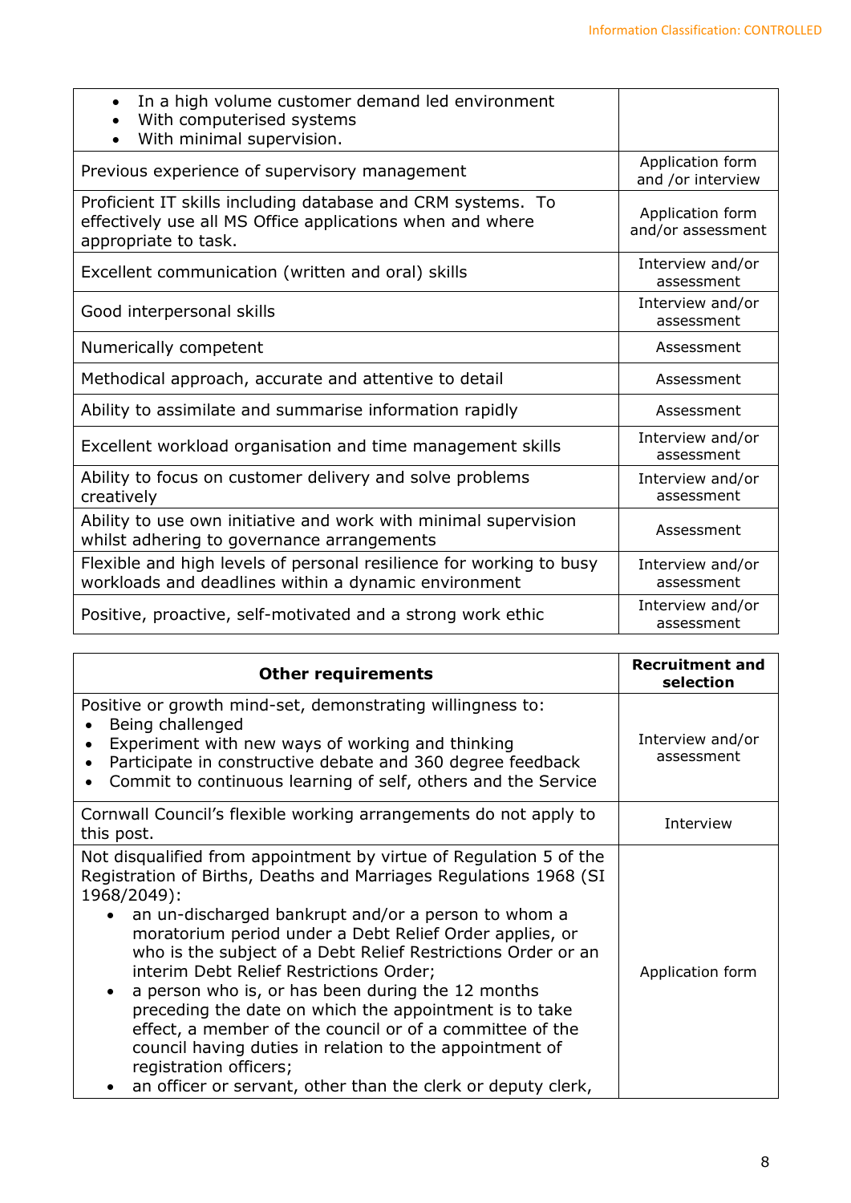| | |
|---|---|
| • In a high volume customer demand led environment<br>• With computerised systems<br>• With minimal supervision. | |
| Previous experience of supervisory management | Application form and /or interview |
| Proficient IT skills including database and CRM systems. To effectively use all MS Office applications when and where appropriate to task. | Application form and/or assessment |
| Excellent communication (written and oral) skills | Interview and/or assessment |
| Good interpersonal skills | Interview and/or assessment |
| Numerically competent | Assessment |
| Methodical approach, accurate and attentive to detail | Assessment |
| Ability to assimilate and summarise information rapidly | Assessment |
| Excellent workload organisation and time management skills | Interview and/or assessment |
| Ability to focus on customer delivery and solve problems creatively | Interview and/or assessment |
| Ability to use own initiative and work with minimal supervision whilst adhering to governance arrangements | Assessment |
| Flexible and high levels of personal resilience for working to busy workloads and deadlines within a dynamic environment | Interview and/or assessment |
| Positive, proactive, self-motivated and a strong work ethic | Interview and/or assessment |

| **Other requirements** | **Recruitment and selection** |
|---|---|
| Positive or growth mind-set, demonstrating willingness to:<br>• Being challenged<br>• Experiment with new ways of working and thinking<br>• Participate in constructive debate and 360 degree feedback<br>• Commit to continuous learning of self, others and the Service | Interview and/or assessment |
| Cornwall Council's flexible working arrangements do not apply to this post. | Interview |
| Not disqualified from appointment by virtue of Regulation 5 of the Registration of Births, Deaths and Marriages Regulations 1968 (SI 1968/2049):<br>• an un-discharged bankrupt and/or a person to whom a moratorium period under a Debt Relief Order applies, or who is the subject of a Debt Relief Restrictions Order or an interim Debt Relief Restrictions Order;<br>• a person who is, or has been during the 12 months preceding the date on which the appointment is to take effect, a member of the council or of a committee of the council having duties in relation to the appointment of registration officers;<br>• an officer or servant, other than the clerk or deputy clerk, | Application form |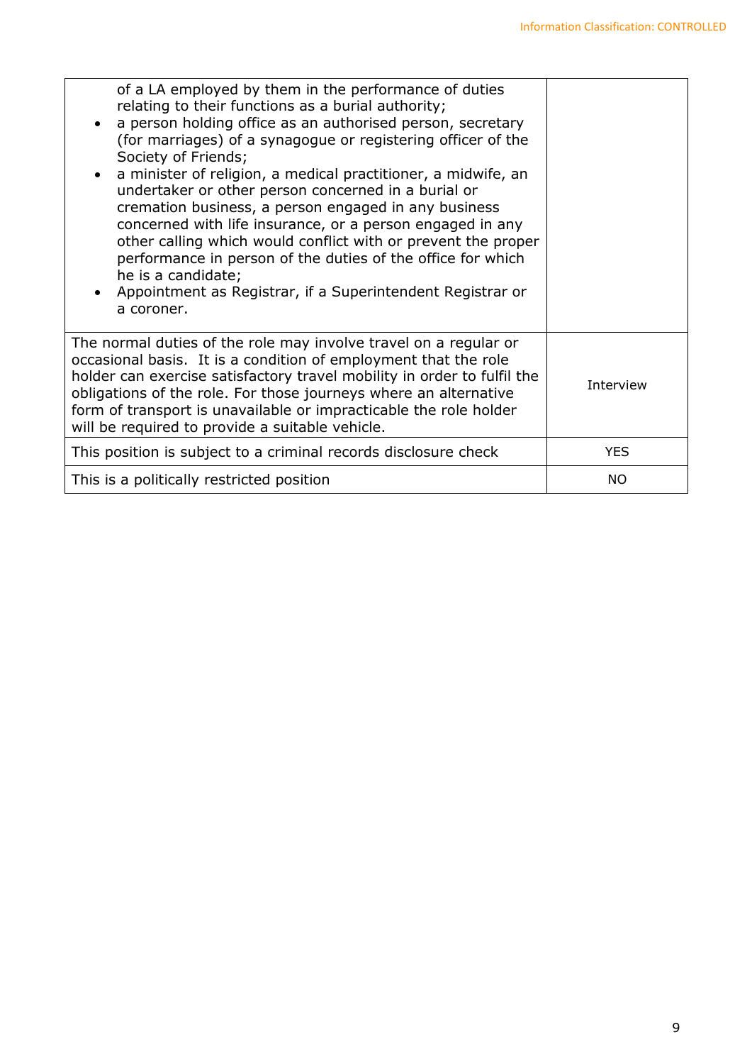| | |
|---|---|
| of a LA employed by them in the performance of duties relating to their functions as a burial authority;<br>• a person holding office as an authorised person, secretary (for marriages) of a synagogue or registering officer of the Society of Friends;<br>• a minister of religion, a medical practitioner, a midwife, an undertaker or other person concerned in a burial or cremation business, a person engaged in any business concerned with life insurance, or a person engaged in any other calling which would conflict with or prevent the proper performance in person of the duties of the office for which he is a candidate;<br>• Appointment as Registrar, if a Superintendent Registrar or a coroner. | |
| The normal duties of the role may involve travel on a regular or occasional basis. It is a condition of employment that the role holder can exercise satisfactory travel mobility in order to fulfil the obligations of the role. For those journeys where an alternative form of transport is unavailable or impracticable the role holder will be required to provide a suitable vehicle. | Interview |
| This position is subject to a criminal records disclosure check | YES |
| This is a politically restricted position | NO |